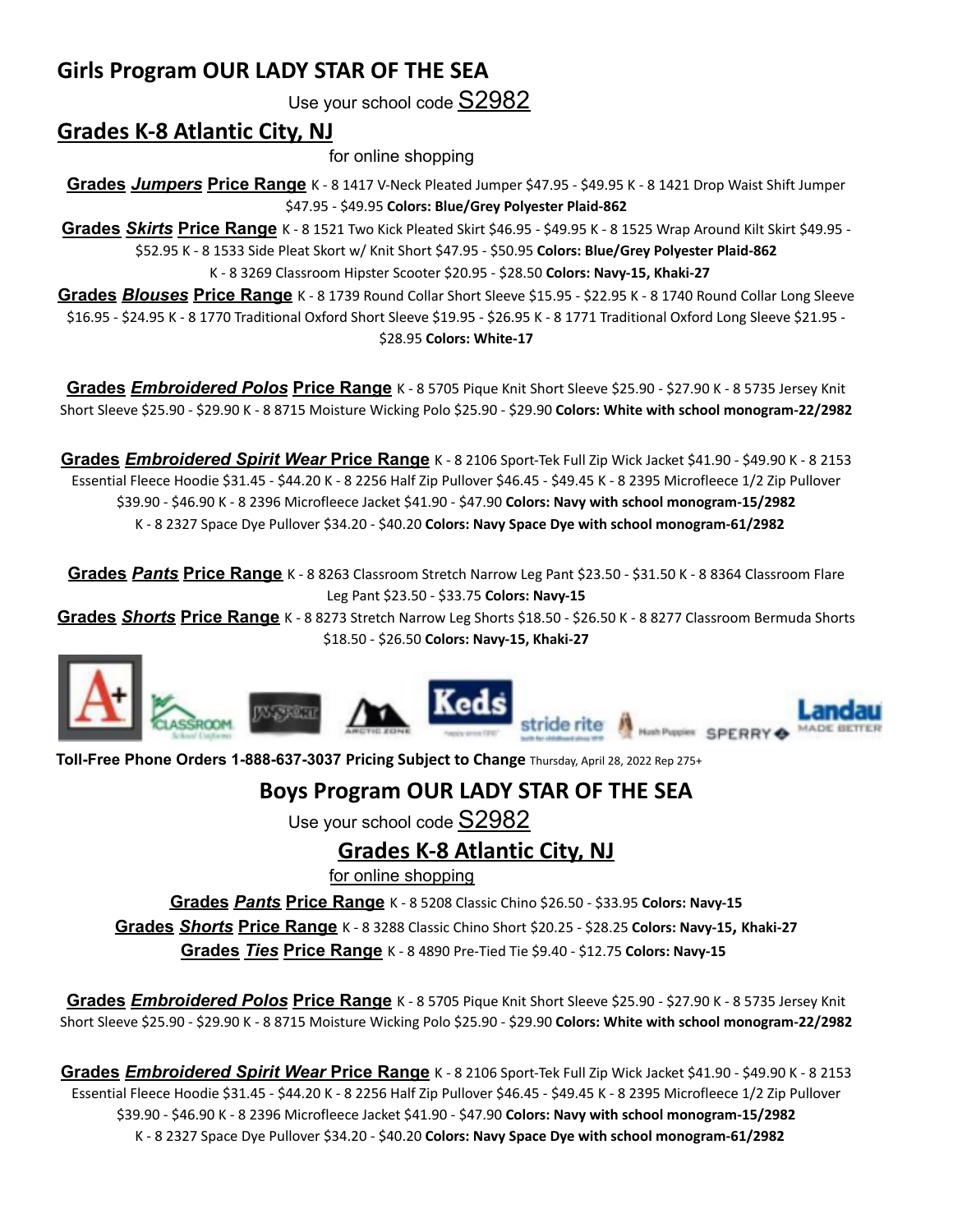## Girls Program OUR LADY STAR OF THE SEA

Use your school code S2982

## Grades K-8 Atlantic City, NJ

for online shopping

**Grades *Jumpers* Price Range** K - 8 1417 V-Neck Pleated Jumper $47.95 - $49.95 K - 8 1421 Drop Waist Shift Jumper $47.95 - $49.95 **Colors: Blue/Grey Polyester Plaid-862**

**Grades *Skirts* Price Range** K - 8 1521 Two Kick Pleated Skirt $46.95 - $49.95 K - 8 1525 Wrap Around Kilt Skirt $49.95 - $52.95 K - 8 1533 Side Pleat Skort w/ Knit Short $47.95 - $50.95 **Colors: Blue/Grey Polyester Plaid-862**
K - 8 3269 Classroom Hipster Scooter $20.95 - $28.50 **Colors: Navy-15, Khaki-27**

**Grades *Blouses* Price Range** K - 8 1739 Round Collar Short Sleeve $15.95 - $22.95 K - 8 1740 Round Collar Long Sleeve $16.95 - $24.95 K - 8 1770 Traditional Oxford Short Sleeve $19.95 - $26.95 K - 8 1771 Traditional Oxford Long Sleeve $21.95 - $28.95 **Colors: White-17**

**Grades *Embroidered Polos* Price Range** K - 8 5705 Pique Knit Short Sleeve $25.90 - $27.90 K - 8 5735 Jersey Knit Short Sleeve $25.90 - $29.90 K - 8 8715 Moisture Wicking Polo $25.90 - $29.90 **Colors: White with school monogram-22/2982**

**Grades *Embroidered Spirit Wear* Price Range** K - 8 2106 Sport-Tek Full Zip Wick Jacket $41.90 - $49.90 K - 8 2153 Essential Fleece Hoodie $31.45 - $44.20 K - 8 2256 Half Zip Pullover $46.45 - $49.45 K - 8 2395 Microfleece 1/2 Zip Pullover $39.90 - $46.90 K - 8 2396 Microfleece Jacket $41.90 - $47.90 **Colors: Navy with school monogram-15/2982**
K - 8 2327 Space Dye Pullover $34.20 - $40.20 **Colors: Navy Space Dye with school monogram-61/2982**

**Grades *Pants* Price Range** K - 8 8263 Classroom Stretch Narrow Leg Pant $23.50 - $31.50 K - 8 8364 Classroom Flare Leg Pant $23.50 - $33.75 **Colors: Navy-15**

**Grades *Shorts* Price Range** K - 8 8273 Stretch Narrow Leg Shorts $18.50 - $26.50 K - 8 8277 Classroom Bermuda Shorts $18.50 - $26.50 **Colors: Navy-15, Khaki-27**

**Toll-Free Phone Orders 1-888-637-3037 Pricing Subject to Change** Thursday, April 28, 2022 Rep 275+

## Boys Program OUR LADY STAR OF THE SEA

Use your school code S2982

## Grades K-8 Atlantic City, NJ

for online shopping

**Grades *Pants* Price Range** K - 8 5208 Classic Chino $26.50 - $33.95 **Colors: Navy-15**

**Grades *Shorts* Price Range** K - 8 3288 Classic Chino Short $20.25 - $28.25 **Colors: Navy-15, Khaki-27**

**Grades *Ties* Price Range** K - 8 4890 Pre-Tied Tie $9.40 - $12.75 **Colors: Navy-15**

**Grades *Embroidered Polos* Price Range** K - 8 5705 Pique Knit Short Sleeve $25.90 - $27.90 K - 8 5735 Jersey Knit Short Sleeve $25.90 - $29.90 K - 8 8715 Moisture Wicking Polo $25.90 - $29.90 **Colors: White with school monogram-22/2982**

**Grades *Embroidered Spirit Wear* Price Range** K - 8 2106 Sport-Tek Full Zip Wick Jacket $41.90 - $49.90 K - 8 2153 Essential Fleece Hoodie $31.45 - $44.20 K - 8 2256 Half Zip Pullover $46.45 - $49.45 K - 8 2395 Microfleece 1/2 Zip Pullover $39.90 - $46.90 K - 8 2396 Microfleece Jacket $41.90 - $47.90 **Colors: Navy with school monogram-15/2982**
K - 8 2327 Space Dye Pullover $34.20 - $40.20 **Colors: Navy Space Dye with school monogram-61/2982**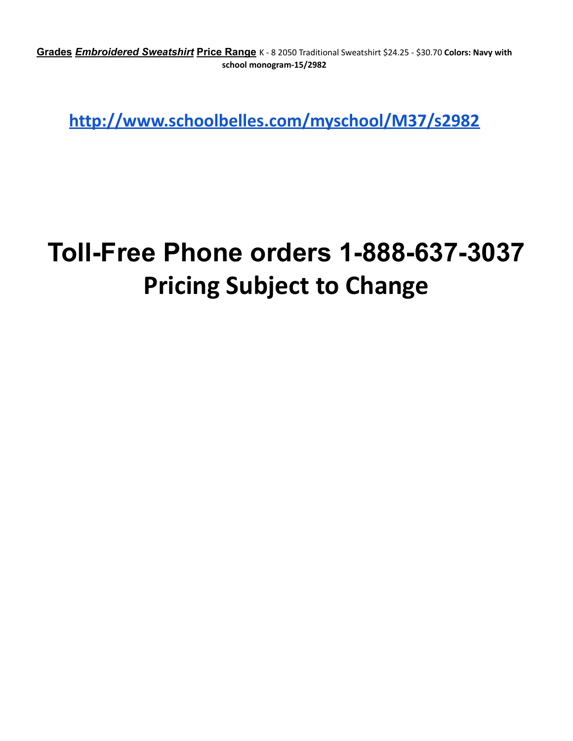| **Grades** | ***Embroidered Sweatshirt*** | **Price Range** |
|---|---|---|
| K - 8 | 2050 Traditional Sweatshirt | $24.25 - $30.70 |

**Colors: Navy with school monogram-15/2982**

**http://www.schoolbelles.com/myschool/M37/s2982**

# Toll-Free Phone orders 1-888-637-3037

## Pricing Subject to Change